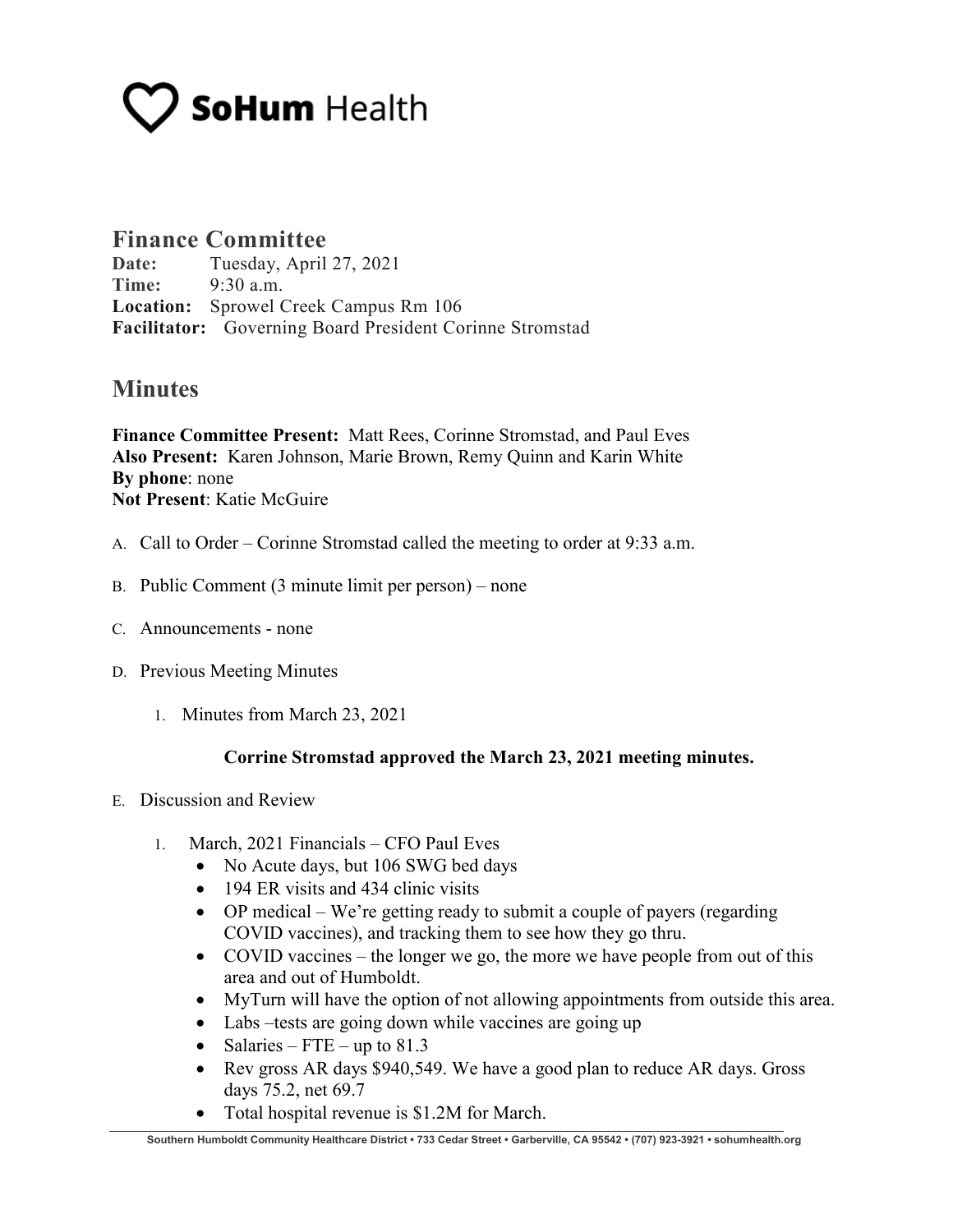# SoHum Health

## Finance Committee

**Date:** Tuesday, April 27, 2021
**Time:** 9:30 a.m.
**Location:** Sprowel Creek Campus Rm 106
**Facilitator:** Governing Board President Corinne Stromstad

## Minutes

**Finance Committee Present:** Matt Rees, Corinne Stromstad, and Paul Eves
**Also Present:** Karen Johnson, Marie Brown, Remy Quinn and Karin White
**By phone**: none
**Not Present**: Katie McGuire

A. Call to Order – Corinne Stromstad called the meeting to order at 9:33 a.m.

B. Public Comment (3 minute limit per person) – none

C. Announcements - none

D. Previous Meeting Minutes

1. Minutes from March 23, 2021

**Corrine Stromstad approved the March 23, 2021 meeting minutes.**

E. Discussion and Review

1. March, 2021 Financials – CFO Paul Eves
   - No Acute days, but 106 SWG bed days
   - 194 ER visits and 434 clinic visits
   - OP medical – We're getting ready to submit a couple of payers (regarding COVID vaccines), and tracking them to see how they go thru.
   - COVID vaccines – the longer we go, the more we have people from out of this area and out of Humboldt.
   - MyTurn will have the option of not allowing appointments from outside this area.
   - Labs –tests are going down while vaccines are going up
   - Salaries – FTE – up to 81.3
   - Rev gross AR days $940,549. We have a good plan to reduce AR days. Gross days 75.2, net 69.7
   - Total hospital revenue is $1.2M for March.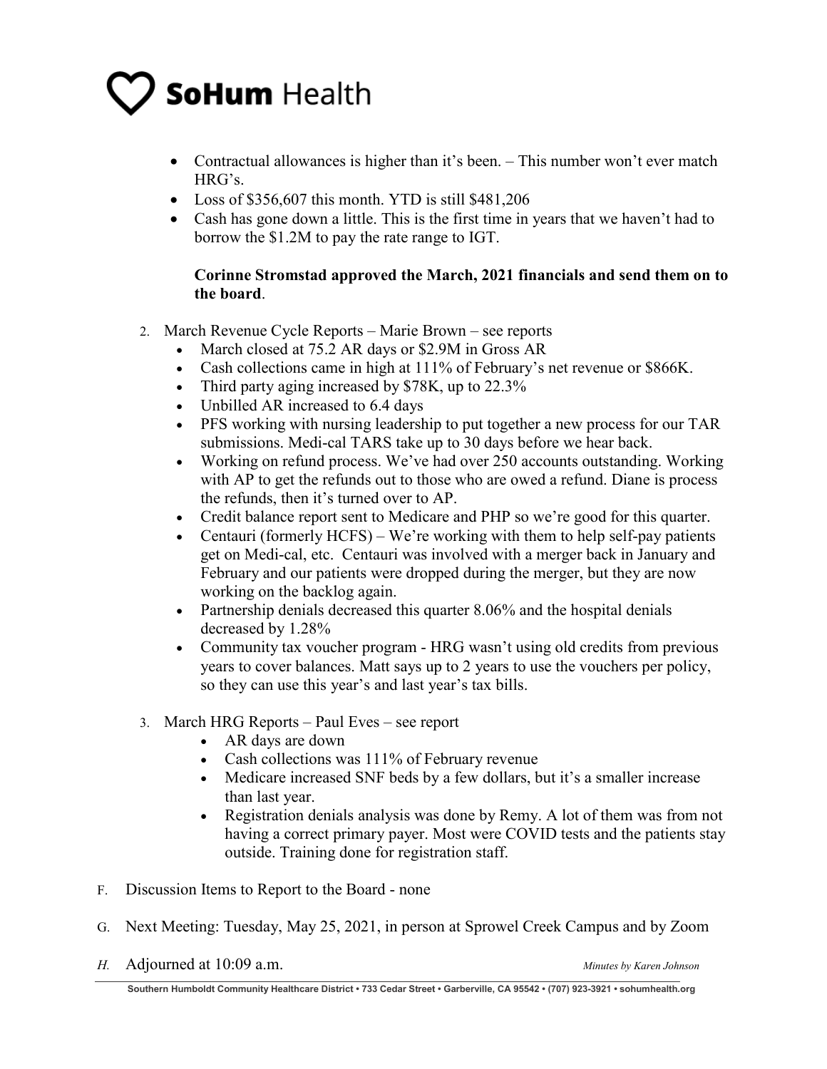- Contractual allowances is higher than it's been. – This number won't ever match HRG's.
- Loss of $356,607 this month. YTD is still $481,206
- Cash has gone down a little. This is the first time in years that we haven't had to borrow the $1.2M to pay the rate range to IGT.

**Corinne Stromstad approved the March, 2021 financials and send them on to the board**.

2. March Revenue Cycle Reports – Marie Brown – see reports
   - March closed at 75.2 AR days or $2.9M in Gross AR
   - Cash collections came in high at 111% of February's net revenue or $866K.
   - Third party aging increased by $78K, up to 22.3%
   - Unbilled AR increased to 6.4 days
   - PFS working with nursing leadership to put together a new process for our TAR submissions. Medi-cal TARS take up to 30 days before we hear back.
   - Working on refund process. We've had over 250 accounts outstanding. Working with AP to get the refunds out to those who are owed a refund. Diane is process the refunds, then it's turned over to AP.
   - Credit balance report sent to Medicare and PHP so we're good for this quarter.
   - Centauri (formerly HCFS) – We're working with them to help self-pay patients get on Medi-cal, etc. Centauri was involved with a merger back in January and February and our patients were dropped during the merger, but they are now working on the backlog again.
   - Partnership denials decreased this quarter 8.06% and the hospital denials decreased by 1.28%
   - Community tax voucher program - HRG wasn't using old credits from previous years to cover balances. Matt says up to 2 years to use the vouchers per policy, so they can use this year's and last year's tax bills.

3. March HRG Reports – Paul Eves – see report
   - AR days are down
   - Cash collections was 111% of February revenue
   - Medicare increased SNF beds by a few dollars, but it's a smaller increase than last year.
   - Registration denials analysis was done by Remy. A lot of them was from not having a correct primary payer. Most were COVID tests and the patients stay outside. Training done for registration staff.

F. Discussion Items to Report to the Board - none

G. Next Meeting: Tuesday, May 25, 2021, in person at Sprowel Creek Campus and by Zoom

*H.* Adjourned at 10:09 a.m. *Minutes by Karen Johnson*